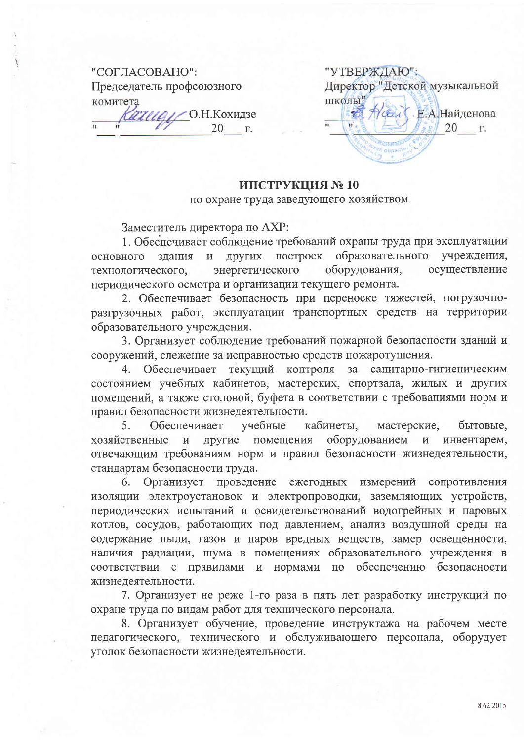"СОГЛАСОВАНО":
Председатель профсоюзного комитета
_____________О.Н.Кохидзе
"___"_______________20___ г.

"УТВЕРЖДАЮ":
Директор "Детской музыкальной школы"
_____________Е.А.Найденова
"___"_______________20___ г.

## ИНСТРУКЦИЯ № 10
по охране труда заведующего хозяйством

Заместитель директора по АХР:

1. Обеспечивает соблюдение требований охраны труда при эксплуатации основного здания и других построек образовательного учреждения, технологического, энергетического оборудования, осуществление периодического осмотра и организации текущего ремонта.
2. Обеспечивает безопасность при переноске тяжестей, погрузочно-разгрузочных работ, эксплуатации транспортных средств на территории образовательного учреждения.
3. Организует соблюдение требований пожарной безопасности зданий и сооружений, слежение за исправностью средств пожаротушения.
4. Обеспечивает текущий контроля за санитарно-гигиеническим состоянием учебных кабинетов, мастерских, спортзала, жилых и других помещений, а также столовой, буфета в соответствии с требованиями норм и правил безопасности жизнедеятельности.
5. Обеспечивает учебные кабинеты, мастерские, бытовые, хозяйственные и другие помещения оборудованием и инвентарем, отвечающим требованиям норм и правил безопасности жизнедеятельности, стандартам безопасности труда.
6. Организует проведение ежегодных измерений сопротивления изоляции электроустановок и электропроводки, заземляющих устройств, периодических испытаний и освидетельствований водогрейных и паровых котлов, сосудов, работающих под давлением, анализ воздушной среды на содержание пыли, газов и паров вредных веществ, замер освещенности, наличия радиации, шума в помещениях образовательного учреждения в соответствии с правилами и нормами по обеспечению безопасности жизнедеятельности.
7. Организует не реже 1-го раза в пять лет разработку инструкций по охране труда по видам работ для технического персонала.
8. Организует обучение, проведение инструктажа на рабочем месте педагогического, технического и обслуживающего персонала, оборудует уголок безопасности жизнедеятельности.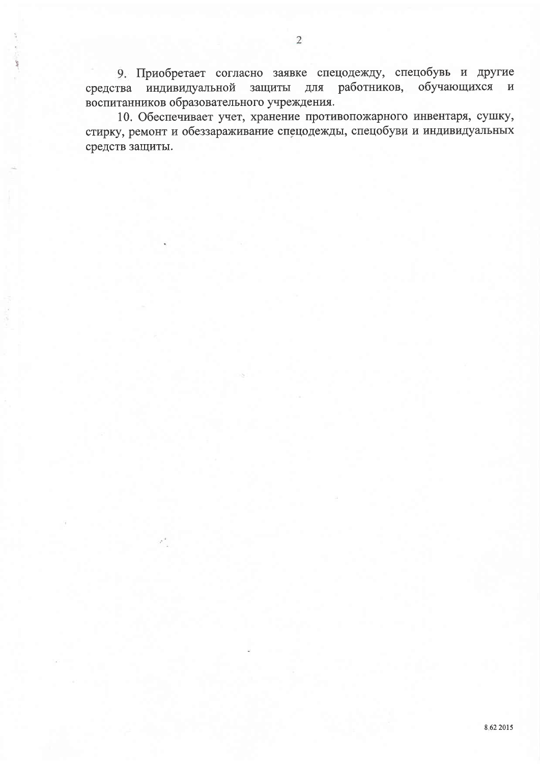9. Приобретает согласно заявке спецодежду, спецобувь и другие средства индивидуальной защиты для работников, обучающихся и воспитанников образовательного учреждения.

10. Обеспечивает учет, хранение противопожарного инвентаря, сушку, стирку, ремонт и обеззараживание спецодежды, спецобуви и индивидуальных средств защиты.